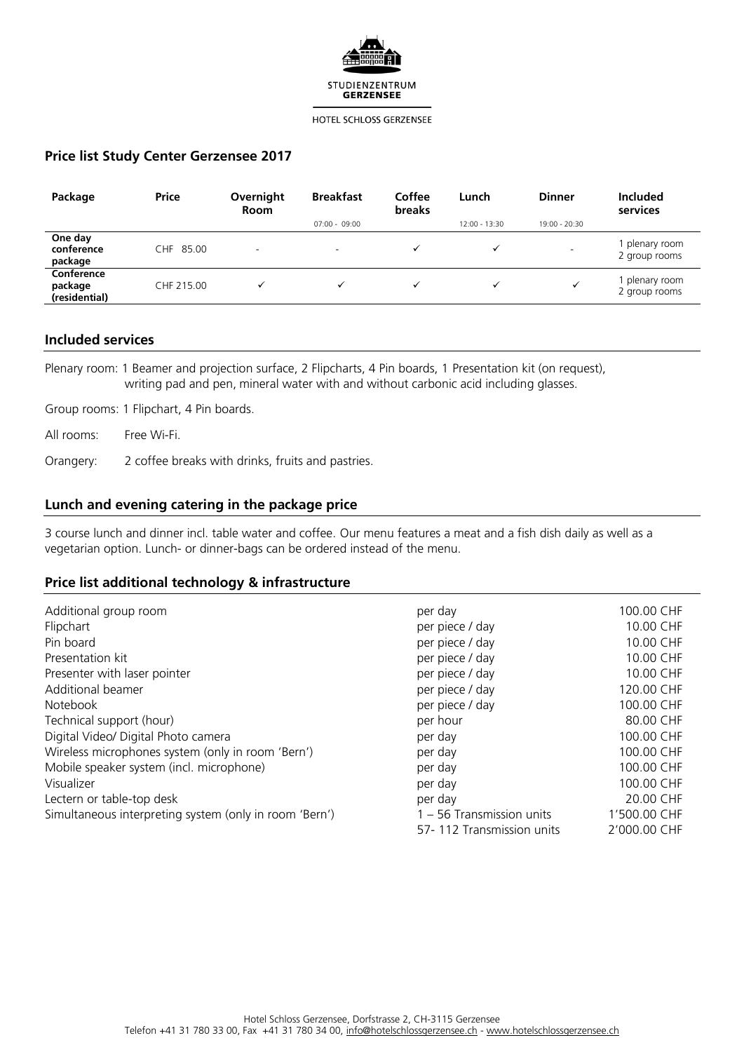STUDIENZENTRUM
**GERZENSEE**

HOTEL SCHLOSS GERZENSEE

## Price list Study Center Gerzensee 2017

| Package | Price | Overnight Room | Breakfast 07:00 - 09:00 | Coffee breaks | Lunch 12:00 - 13:30 | Dinner 19:00 - 20:30 | Included services |
|---|---|---|---|---|---|---|---|
| **One day conference package** | CHF 85.00 | - | - | ✓ | ✓ | - | 1 plenary room 2 group rooms |
| **Conference package (residential)** | CHF 215.00 | ✓ | ✓ | ✓ | ✓ | ✓ | 1 plenary room 2 group rooms |

## Included services

Plenary room: 1 Beamer and projection surface, 2 Flipcharts, 4 Pin boards, 1 Presentation kit (on request), writing pad and pen, mineral water with and without carbonic acid including glasses.

Group rooms: 1 Flipchart, 4 Pin boards.

All rooms: Free Wi-Fi.

Orangery: 2 coffee breaks with drinks, fruits and pastries.

## Lunch and evening catering in the package price

3 course lunch and dinner incl. table water and coffee. Our menu features a meat and a fish dish daily as well as a vegetarian option. Lunch- or dinner-bags can be ordered instead of the menu.

## Price list additional technology & infrastructure

| | | |
|---|---|---|
| Additional group room | per day | 100.00 CHF |
| Flipchart | per piece / day | 10.00 CHF |
| Pin board | per piece / day | 10.00 CHF |
| Presentation kit | per piece / day | 10.00 CHF |
| Presenter with laser pointer | per piece / day | 10.00 CHF |
| Additional beamer | per piece / day | 120.00 CHF |
| Notebook | per piece / day | 100.00 CHF |
| Technical support (hour) | per hour | 80.00 CHF |
| Digital Video/ Digital Photo camera | per day | 100.00 CHF |
| Wireless microphones system (only in room 'Bern') | per day | 100.00 CHF |
| Mobile speaker system (incl. microphone) | per day | 100.00 CHF |
| Visualizer | per day | 100.00 CHF |
| Lectern or table-top desk | per day | 20.00 CHF |
| Simultaneous interpreting system (only in room 'Bern') | 1 – 56 Transmission units | 1'500.00 CHF |
| | 57- 112 Transmission units | 2'000.00 CHF |

Hotel Schloss Gerzensee, Dorfstrasse 2, CH-3115 Gerzensee
Telefon +41 31 780 33 00, Fax +41 31 780 34 00, info@hotelschlossgerzensee.ch - www.hotelschlossgerzensee.ch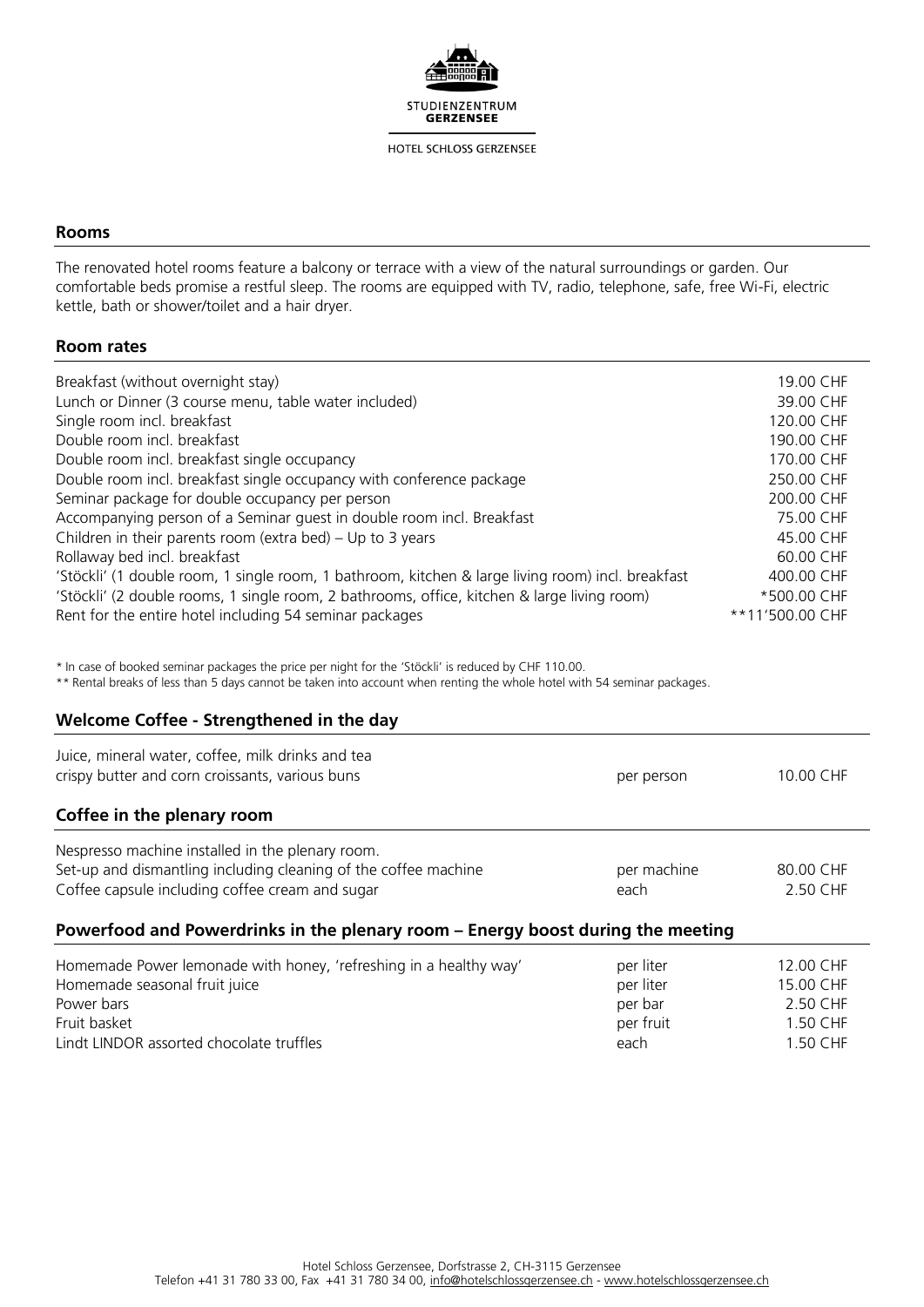STUDIENZENTRUM
**GERZENSEE**

HOTEL SCHLOSS GERZENSEE

## Rooms

The renovated hotel rooms feature a balcony or terrace with a view of the natural surroundings or garden. Our comfortable beds promise a restful sleep. The rooms are equipped with TV, radio, telephone, safe, free Wi-Fi, electric kettle, bath or shower/toilet and a hair dryer.

## Room rates

| | |
|---|---|
| Breakfast (without overnight stay) | 19.00 CHF |
| Lunch or Dinner (3 course menu, table water included) | 39.00 CHF |
| Single room incl. breakfast | 120.00 CHF |
| Double room incl. breakfast | 190.00 CHF |
| Double room incl. breakfast single occupancy | 170.00 CHF |
| Double room incl. breakfast single occupancy with conference package | 250.00 CHF |
| Seminar package for double occupancy per person | 200.00 CHF |
| Accompanying person of a Seminar guest in double room incl. Breakfast | 75.00 CHF |
| Children in their parents room (extra bed) – Up to 3 years | 45.00 CHF |
| Rollaway bed incl. breakfast | 60.00 CHF |
| 'Stöckli' (1 double room, 1 single room, 1 bathroom, kitchen & large living room) incl. breakfast | 400.00 CHF |
| 'Stöckli' (2 double rooms, 1 single room, 2 bathrooms, office, kitchen & large living room) | *500.00 CHF |
| Rent for the entire hotel including 54 seminar packages | **11'500.00 CHF |

* In case of booked seminar packages the price per night for the 'Stöckli' is reduced by CHF 110.00.
** Rental breaks of less than 5 days cannot be taken into account when renting the whole hotel with 54 seminar packages.

## Welcome Coffee - Strengthened in the day

| | | |
|---|---|---|
| Juice, mineral water, coffee, milk drinks and tea crispy butter and corn croissants, various buns | per person | 10.00 CHF |

## Coffee in the plenary room

| | | |
|---|---|---|
| Nespresso machine installed in the plenary room. | | |
| Set-up and dismantling including cleaning of the coffee machine | per machine | 80.00 CHF |
| Coffee capsule including coffee cream and sugar | each | 2.50 CHF |

## Powerfood and Powerdrinks in the plenary room – Energy boost during the meeting

| | | |
|---|---|---|
| Homemade Power lemonade with honey, 'refreshing in a healthy way' | per liter | 12.00 CHF |
| Homemade seasonal fruit juice | per liter | 15.00 CHF |
| Power bars | per bar | 2.50 CHF |
| Fruit basket | per fruit | 1.50 CHF |
| Lindt LINDOR assorted chocolate truffles | each | 1.50 CHF |

Hotel Schloss Gerzensee, Dorfstrasse 2, CH-3115 Gerzensee
Telefon +41 31 780 33 00, Fax +41 31 780 34 00, info@hotelschlossgerzensee.ch - www.hotelschlossgerzensee.ch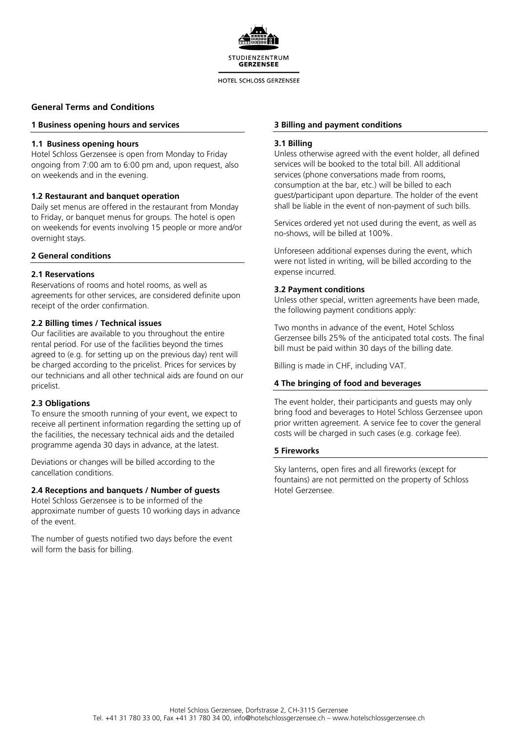# General Terms and Conditions

## 1 Business opening hours and services

### 1.1 Business opening hours

Hotel Schloss Gerzensee is open from Monday to Friday ongoing from 7:00 am to 6:00 pm and, upon request, also on weekends and in the evening.

### 1.2 Restaurant and banquet operation

Daily set menus are offered in the restaurant from Monday to Friday, or banquet menus for groups. The hotel is open on weekends for events involving 15 people or more and/or overnight stays.

## 2 General conditions

### 2.1 Reservations

Reservations of rooms and hotel rooms, as well as agreements for other services, are considered definite upon receipt of the order confirmation.

### 2.2 Billing times / Technical issues

Our facilities are available to you throughout the entire rental period. For use of the facilities beyond the times agreed to (e.g. for setting up on the previous day) rent will be charged according to the pricelist. Prices for services by our technicians and all other technical aids are found on our pricelist.

### 2.3 Obligations

To ensure the smooth running of your event, we expect to receive all pertinent information regarding the setting up of the facilities, the necessary technical aids and the detailed programme agenda 30 days in advance, at the latest.

Deviations or changes will be billed according to the cancellation conditions.

### 2.4 Receptions and banquets / Number of guests

Hotel Schloss Gerzensee is to be informed of the approximate number of guests 10 working days in advance of the event.

The number of guests notified two days before the event will form the basis for billing.

## 3 Billing and payment conditions

### 3.1 Billing

Unless otherwise agreed with the event holder, all defined services will be booked to the total bill. All additional services (phone conversations made from rooms, consumption at the bar, etc.) will be billed to each guest/participant upon departure. The holder of the event shall be liable in the event of non-payment of such bills.

Services ordered yet not used during the event, as well as no-shows, will be billed at 100%.

Unforeseen additional expenses during the event, which were not listed in writing, will be billed according to the expense incurred.

### 3.2 Payment conditions

Unless other special, written agreements have been made, the following payment conditions apply:

Two months in advance of the event, Hotel Schloss Gerzensee bills 25% of the anticipated total costs. The final bill must be paid within 30 days of the billing date.

Billing is made in CHF, including VAT.

## 4 The bringing of food and beverages

The event holder, their participants and guests may only bring food and beverages to Hotel Schloss Gerzensee upon prior written agreement. A service fee to cover the general costs will be charged in such cases (e.g. corkage fee).

## 5 Fireworks

Sky lanterns, open fires and all fireworks (except for fountains) are not permitted on the property of Schloss Hotel Gerzensee.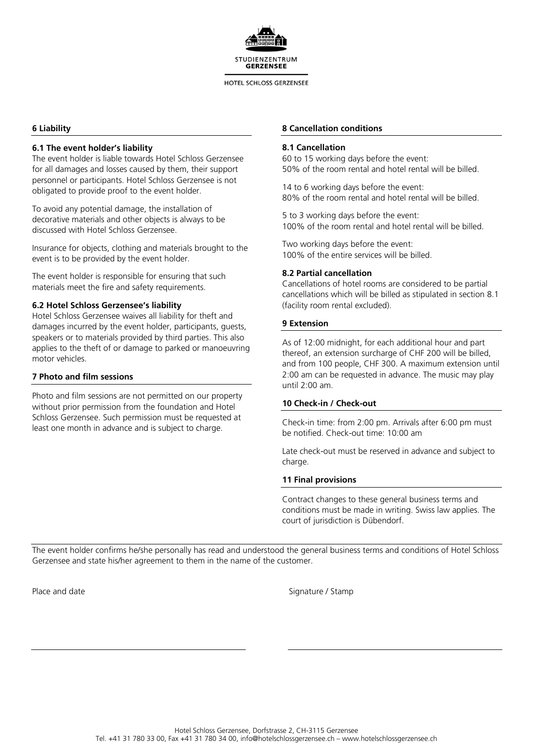## 6 Liability

### 6.1 The event holder's liability

The event holder is liable towards Hotel Schloss Gerzensee for all damages and losses caused by them, their support personnel or participants. Hotel Schloss Gerzensee is not obligated to provide proof to the event holder.

To avoid any potential damage, the installation of decorative materials and other objects is always to be discussed with Hotel Schloss Gerzensee.

Insurance for objects, clothing and materials brought to the event is to be provided by the event holder.

The event holder is responsible for ensuring that such materials meet the fire and safety requirements.

### 6.2 Hotel Schloss Gerzensee's liability

Hotel Schloss Gerzensee waives all liability for theft and damages incurred by the event holder, participants, guests, speakers or to materials provided by third parties. This also applies to the theft of or damage to parked or manoeuvring motor vehicles.

## 7 Photo and film sessions

Photo and film sessions are not permitted on our property without prior permission from the foundation and Hotel Schloss Gerzensee. Such permission must be requested at least one month in advance and is subject to charge.

## 8 Cancellation conditions

### 8.1 Cancellation

60 to 15 working days before the event:
50% of the room rental and hotel rental will be billed.

14 to 6 working days before the event:
80% of the room rental and hotel rental will be billed.

5 to 3 working days before the event:
100% of the room rental and hotel rental will be billed.

Two working days before the event:
100% of the entire services will be billed.

### 8.2 Partial cancellation

Cancellations of hotel rooms are considered to be partial cancellations which will be billed as stipulated in section 8.1 (facility room rental excluded).

## 9 Extension

As of 12:00 midnight, for each additional hour and part thereof, an extension surcharge of CHF 200 will be billed, and from 100 people, CHF 300. A maximum extension until 2:00 am can be requested in advance. The music may play until 2:00 am.

## 10 Check-in / Check-out

Check-in time: from 2:00 pm. Arrivals after 6:00 pm must be notified. Check-out time: 10:00 am

Late check-out must be reserved in advance and subject to charge.

## 11 Final provisions

Contract changes to these general business terms and conditions must be made in writing. Swiss law applies. The court of jurisdiction is Dübendorf.

The event holder confirms he/she personally has read and understood the general business terms and conditions of Hotel Schloss Gerzensee and state his/her agreement to them in the name of the customer.

Place and date

Signature / Stamp

Hotel Schloss Gerzensee, Dorfstrasse 2, CH-3115 Gerzensee
Tel. +41 31 780 33 00, Fax +41 31 780 34 00, info@hotelschlossgerzensee.ch – www.hotelschlossgerzensee.ch